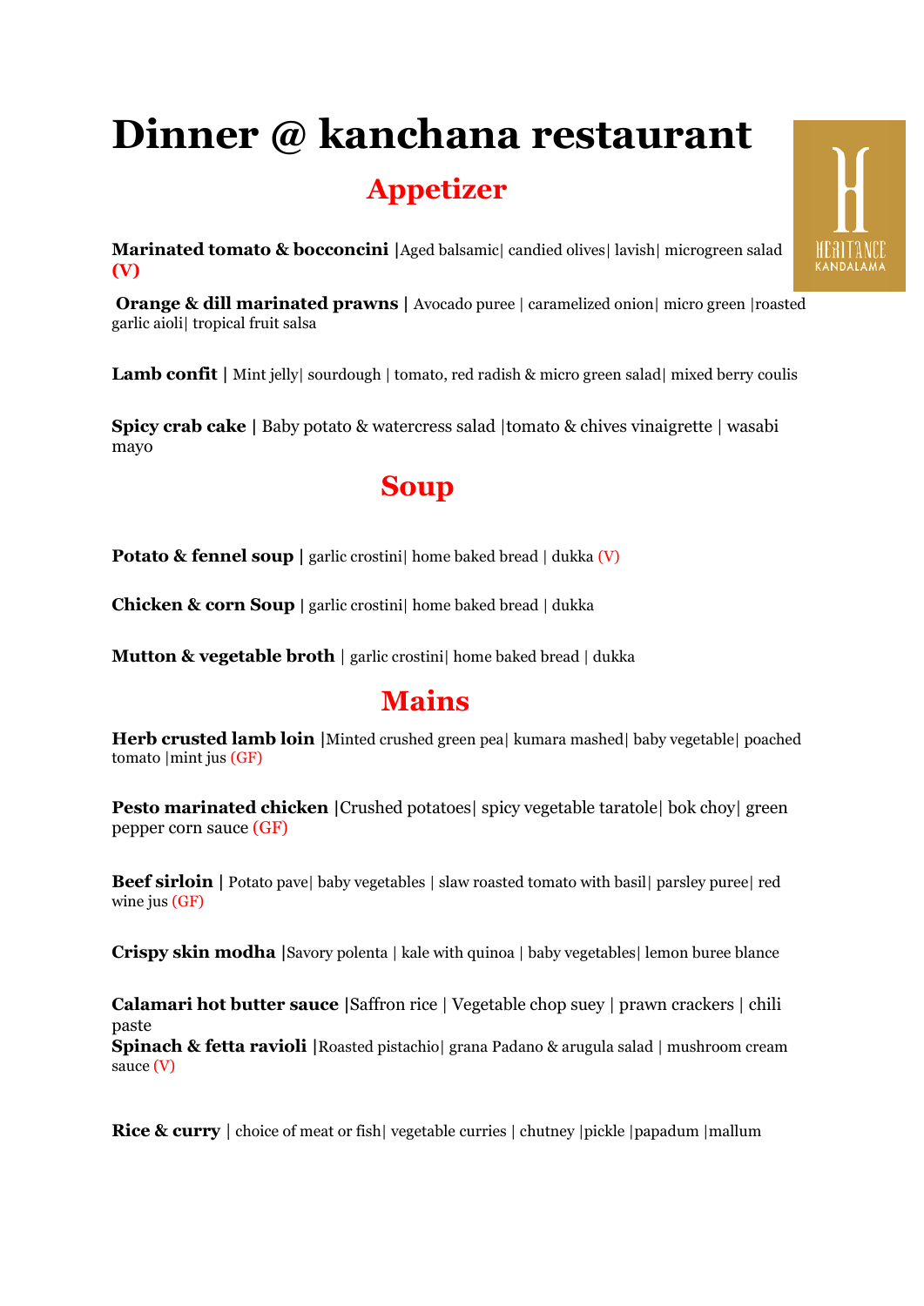# Dinner @ kanchana restaurant

## Appetizer

**Marinated tomato & bocconcini |**Aged balsamic| candied olives| lavish| microgreen salad **(V)**

**Orange & dill marinated prawns |** Avocado puree | caramelized onion| micro green |roasted garlic aioli| tropical fruit salsa

**Lamb confit |** Mint jelly| sourdough | tomato, red radish & micro green salad| mixed berry coulis

**Spicy crab cake |** Baby potato & watercress salad |tomato & chives vinaigrette | wasabi mayo

## Soup

**Potato & fennel soup |** garlic crostini| home baked bread | dukka (V)

**Chicken & corn Soup |** garlic crostini| home baked bread | dukka

**Mutton & vegetable broth |** garlic crostini| home baked bread | dukka

## Mains

**Herb crusted lamb loin |**Minted crushed green pea| kumara mashed| baby vegetable| poached tomato |mint jus (GF)

**Pesto marinated chicken |**Crushed potatoes| spicy vegetable taratole| bok choy| green pepper corn sauce (GF)

**Beef sirloin |** Potato pave| baby vegetables | slaw roasted tomato with basil| parsley puree| red wine jus (GF)

**Crispy skin modha |**Savory polenta | kale with quinoa | baby vegetables| lemon buree blance

**Calamari hot butter sauce |**Saffron rice | Vegetable chop suey | prawn crackers | chili paste

**Spinach & fetta ravioli |**Roasted pistachio| grana Padano & arugula salad | mushroom cream sauce (V)

**Rice & curry |** choice of meat or fish| vegetable curries | chutney |pickle |papadum |mallum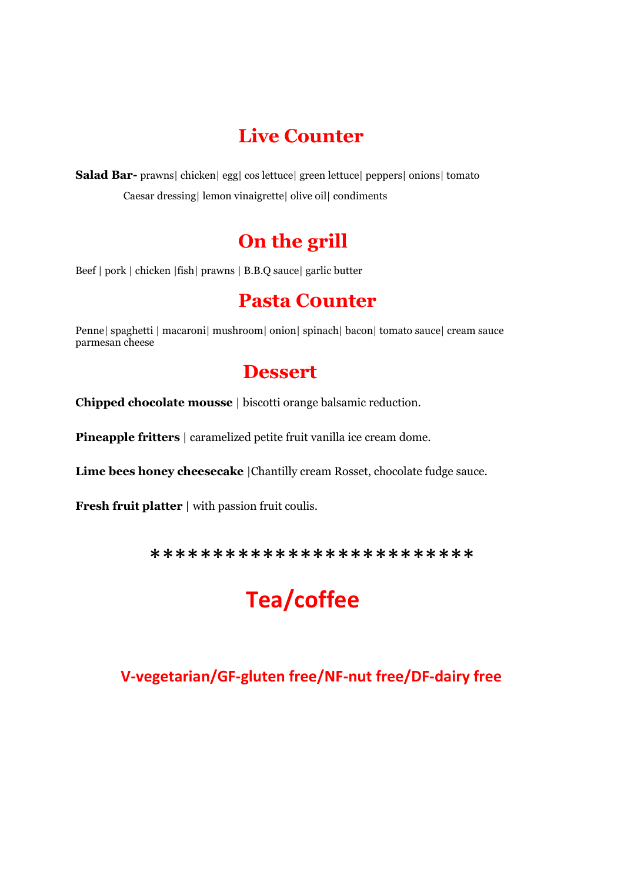## Live Counter

**Salad Bar-** prawns| chicken| egg| cos lettuce| green lettuce| peppers| onions| tomato

Caesar dressing| lemon vinaigrette| olive oil| condiments

## On the grill

Beef | pork | chicken |fish| prawns | B.B.Q sauce| garlic butter

## Pasta Counter

Penne| spaghetti | macaroni| mushroom| onion| spinach| bacon| tomato sauce| cream sauce parmesan cheese

## Dessert

**Chipped chocolate mousse** | biscotti orange balsamic reduction.

**Pineapple fritters** | caramelized petite fruit vanilla ice cream dome.

**Lime bees honey cheesecake** |Chantilly cream Rosset, chocolate fudge sauce.

**Fresh fruit platter |** with passion fruit coulis.

*************************

## Tea/coffee

**V-vegetarian/GF-gluten free/NF-nut free/DF-dairy free**